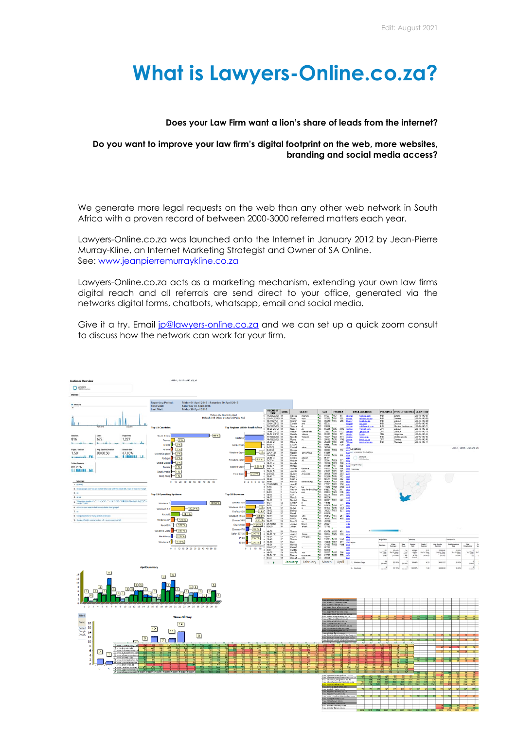Edit: August 2021

# What is Lawyers-Online.co.za?

**Does your Law Firm want a lion's share of leads from the internet?**

**Do you want to improve your law firm's digital footprint on the web, more websites, branding and social media access?**

We generate more legal requests on the web than any other web network in South Africa with a proven record of between 2000-3000 referred matters each year.

Lawyers-Online.co.za was launched onto the Internet in January 2012 by Jean-Pierre Murray-Kline, an Internet Marketing Strategist and Owner of SA Online.
See: [www.jeanpierremurraykline.co.za](http://www.jeanpierremurraykline.co.za)

Lawyers-Online.co.za acts as a marketing mechanism, extending your own law firms digital reach and all referrals are send direct to your office, generated via the networks digital forms, chatbots, whatsapp, email and social media.

Give it a try. Email [jp@lawyers-online.co.za](mailto:jp@lawyers-online.co.za) and we can set up a quick zoom consult to discuss how the network can work for your firm.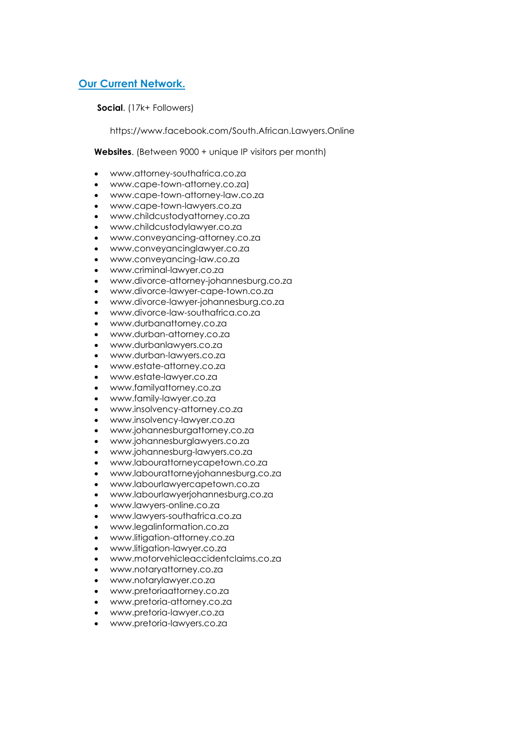## Our Current Network.

**Social**. (17k+ Followers)

https://www.facebook.com/South.African.Lawyers.Online

**Websites**. (Between 9000 + unique IP visitors per month)

- www.attorney-southafrica.co.za
- www.cape-town-attorney.co.za)
- www.cape-town-attorney-law.co.za
- www.cape-town-lawyers.co.za
- www.childcustodyattorney.co.za
- www.childcustodylawyer.co.za
- www.conveyancing-attorney.co.za
- www.conveyancinglawyer.co.za
- www.conveyancing-law.co.za
- www.criminal-lawyer.co.za
- www.divorce-attorney-johannesburg.co.za
- www.divorce-lawyer-cape-town.co.za
- www.divorce-lawyer-johannesburg.co.za
- www.divorce-law-southafrica.co.za
- www.durbanattorney.co.za
- www.durban-attorney.co.za
- www.durbanlawyers.co.za
- www.durban-lawyers.co.za
- www.estate-attorney.co.za
- www.estate-lawyer.co.za
- www.familyattorney.co.za
- www.family-lawyer.co.za
- www.insolvency-attorney.co.za
- www.insolvency-lawyer.co.za
- www.johannesburgattorney.co.za
- www.johannesburglawyers.co.za
- www.johannesburg-lawyers.co.za
- www.labourattorneycapetown.co.za
- www.labourattorneyjohannesburg.co.za
- www.labourlawyercapetown.co.za
- www.labourlawyerjohannesburg.co.za
- www.lawyers-online.co.za
- www.lawyers-southafrica.co.za
- www.legalinformation.co.za
- www.litigation-attorney.co.za
- www.litigation-lawyer.co.za
- www.motorvehicleaccidentclaims.co.za
- www.notaryattorney.co.za
- www.notarylawyer.co.za
- www.pretoriaattorney.co.za
- www.pretoria-attorney.co.za
- www.pretoria-lawyer.co.za
- www.pretoria-lawyers.co.za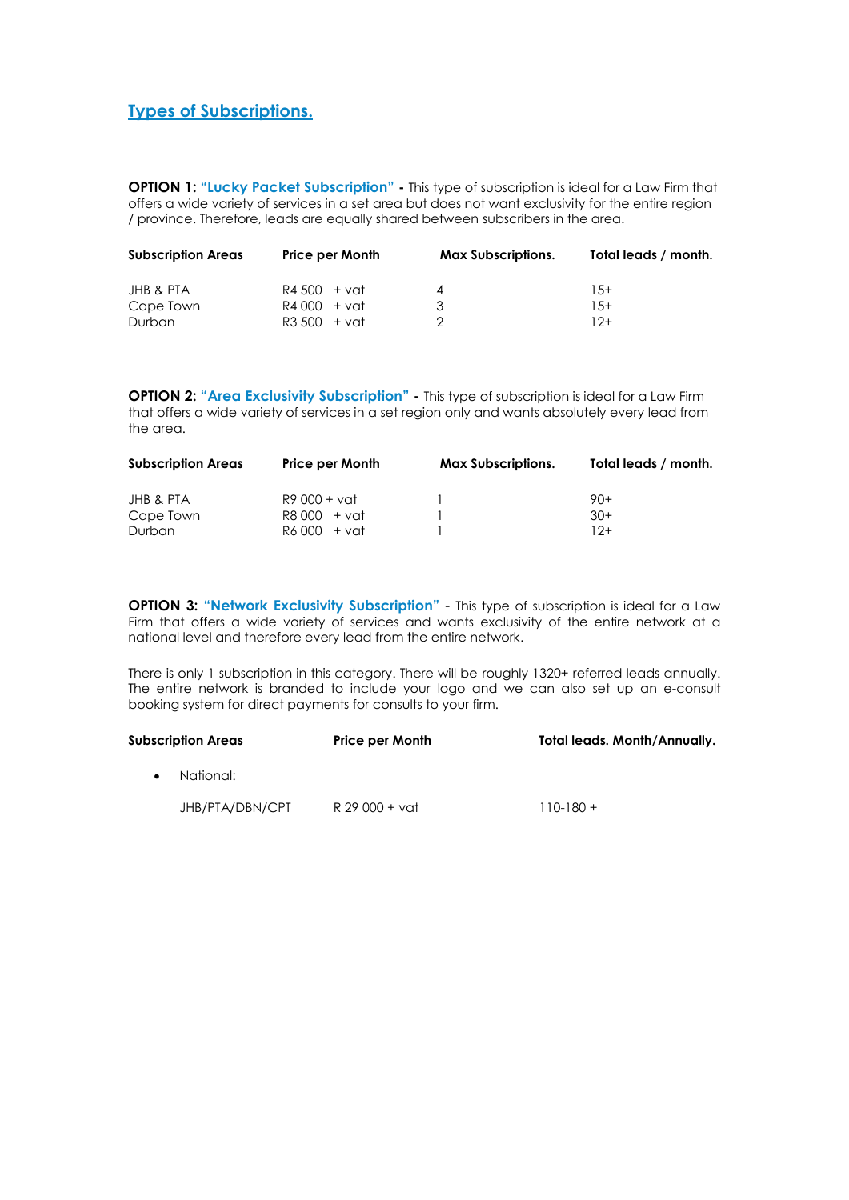## Types of Subscriptions.

**OPTION 1: "Lucky Packet Subscription" -** This type of subscription is ideal for a Law Firm that offers a wide variety of services in a set area but does not want exclusivity for the entire region / province. Therefore, leads are equally shared between subscribers in the area.

| Subscription Areas | Price per Month | Max Subscriptions. | Total leads / month. |
| --- | --- | --- | --- |
| JHB & PTA | R4 500 + vat | 4 | 15+ |
| Cape Town | R4 000 + vat | 3 | 15+ |
| Durban | R3 500 + vat | 2 | 12+ |

**OPTION 2: "Area Exclusivity Subscription" -** This type of subscription is ideal for a Law Firm that offers a wide variety of services in a set region only and wants absolutely every lead from the area.

| Subscription Areas | Price per Month | Max Subscriptions. | Total leads / month. |
| --- | --- | --- | --- |
| JHB & PTA | R9 000 + vat | 1 | 90+ |
| Cape Town | R8 000 + vat | 1 | 30+ |
| Durban | R6 000 + vat | 1 | 12+ |

**OPTION 3: "Network Exclusivity Subscription"** - This type of subscription is ideal for a Law Firm that offers a wide variety of services and wants exclusivity of the entire network at a national level and therefore every lead from the entire network.

There is only 1 subscription in this category. There will be roughly 1320+ referred leads annually. The entire network is branded to include your logo and we can also set up an e-consult booking system for direct payments for consults to your firm.

| Subscription Areas | Price per Month | Total leads. Month/Annually. |
| --- | --- | --- |
| • National: | | |
| JHB/PTA/DBN/CPT | R 29 000 + vat | 110-180 + |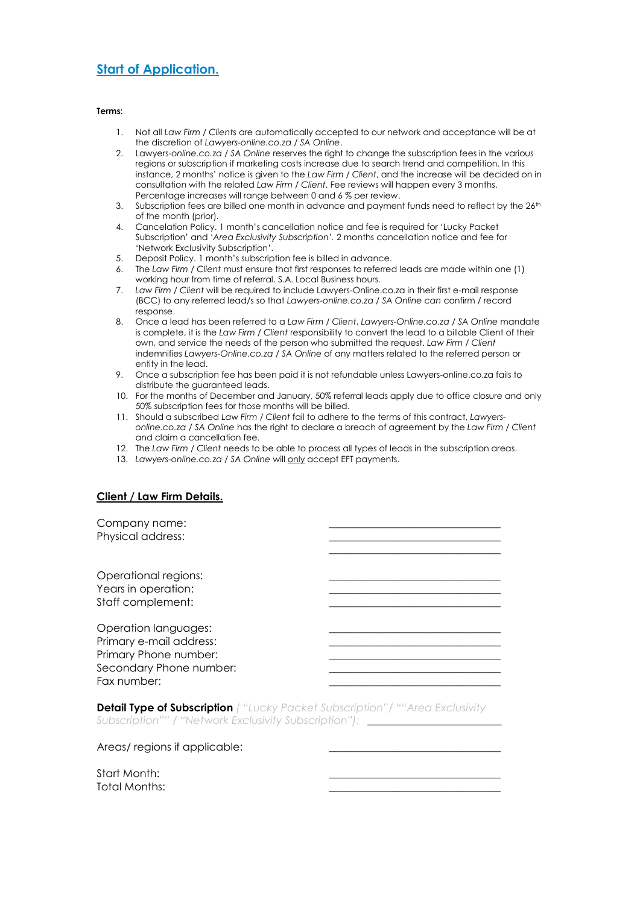## [Start of Application.]

**Terms:**

1. Not all *Law Firm / Clients* are automatically accepted to our network and acceptance will be at the discretion of *Lawyers-online.co.za / SA Online*.
2. Lawyers-*online.co.za / SA Online* reserves the right to change the subscription fees in the various regions or subscription if marketing costs increase due to search trend and competition. In this instance, 2 months' notice is given to the *Law Firm / Client*, and the increase will be decided on in consultation with the related *Law Firm / Client*. Fee reviews will happen every 3 months. Percentage increases will range between 0 and 6 % per review.
3. Subscription fees are billed one month in advance and payment funds need to reflect by the 26th of the month (prior).
4. Cancelation Policy. 1 month's cancellation notice and fee is required for 'Lucky Packet Subscription' and '*Area Exclusivity Subscription'.* 2 months cancellation notice and fee for 'Network Exclusivity Subscription'.
5. Deposit Policy. 1 month's subscription fee is billed in advance.
6. The *Law Firm / Client* must ensure that first responses to referred leads are made within one (1) working hour from time of referral. S.A. Local Business hours.
7. *Law Firm / Client* will be required to include Lawyers-Online.co.za in their first e-mail response (BCC) to any referred lead/s so that *Lawyers-online.co.za / SA Online can* confirm / record response.
8. Once a lead has been referred to a *Law Firm / Client*, *Lawyers-Online.co.za / SA Online* mandate is complete, it is the *Law Firm / Client* responsibility to convert the lead to a billable Client of their own, and service the needs of the person who submitted the request. *Law Firm / Client* indemnifies *Lawyers-Online.co.za / SA Online* of any matters related to the referred person or entity in the lead.
9. Once a subscription fee has been paid it is not refundable unless Lawyers-online.co.za fails to distribute the guaranteed leads.
10. For the months of December and January, 50% referral leads apply due to office closure and only 50% subscription fees for those months will be billed.
11. Should a subscribed *Law Firm / Client* fail to adhere to the terms of this contract, *Lawyers-online.co.za / SA Online* has the right to declare a breach of agreement by the *Law Firm / Client* and claim a cancellation fee.
12. The *Law Firm / Client* needs to be able to process all types of leads in the subscription areas.
13. *Lawyers-online.co.za / SA Online* will only accept EFT payments.

### Client / Law Firm Details.

Company name: ______________________________

Physical address: ______________________________

______________________________

Operational regions: ______________________________

Years in operation: ______________________________

Staff complement: ______________________________

Operation languages: ______________________________

Primary e-mail address: ______________________________

Primary Phone number: ______________________________

Secondary Phone number: ______________________________

Fax number: ______________________________

**Detail Type of Subscription** *( "Lucky Packet Subscription"/ ""Area Exclusivity Subscription"" / "Network Exclusivity Subscription"):* ______________________

Areas/ regions if applicable: ______________________________

Start Month: ______________________________

Total Months: ______________________________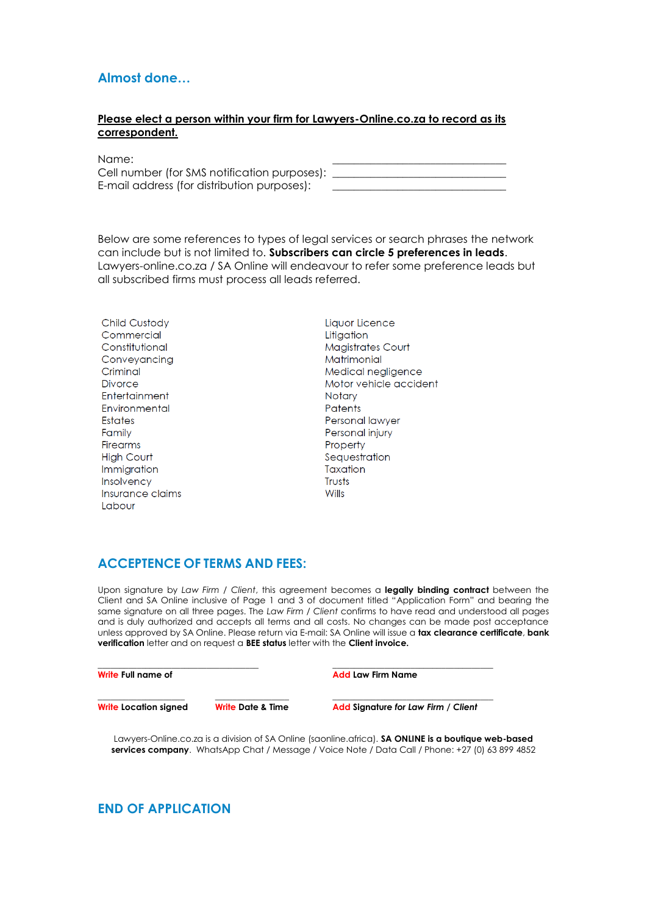## Almost done…

**Please elect a person within your firm for Lawyers-Online.co.za to record as its correspondent.**

Name: ______________________________

Cell number (for SMS notification purposes): ______________________________

E-mail address (for distribution purposes): ______________________________

Below are some references to types of legal services or search phrases the network can include but is not limited to. **Subscribers can circle 5 preferences in leads**. Lawyers-online.co.za / SA Online will endeavour to refer some preference leads but all subscribed firms must process all leads referred.

- Child Custody
- Commercial
- Constitutional
- Conveyancing
- Criminal
- Divorce
- Entertainment
- Environmental
- Estates
- Family
- Firearms
- High Court
- Immigration
- Insolvency
- Insurance claims
- Labour
- Liquor Licence
- Litigation
- Magistrates Court
- Matrimonial
- Medical negligence
- Motor vehicle accident
- Notary
- Patents
- Personal lawyer
- Personal injury
- Property
- Sequestration
- Taxation
- Trusts
- Wills

## ACCEPTENCE OF TERMS AND FEES:

Upon signature by *Law Firm / Client*, this agreement becomes a **legally binding contract** between the Client and SA Online inclusive of Page 1 and 3 of document titled "Application Form" and bearing the same signature on all three pages. The *Law Firm / Client* confirms to have read and understood all pages and is duly authorized and accepts all terms and all costs. No changes can be made post acceptance unless approved by SA Online. Please return via E-mail: SA Online will issue a **tax clearance certificate**, **bank verification** letter and on request a **BEE status** letter with the **Client invoice.**

______________________________ **Write Full name of**

______________________________ **Add Law Firm Name**

______________________ **Write Location signed**

______________________ **Write Date & Time**

______________________________ **Add Signature *for Law Firm / Client***

Lawyers-Online.co.za is a division of SA Online (saonline.africa). **SA ONLINE is a boutique web-based services company**. WhatsApp Chat / Message / Voice Note / Data Call / Phone: +27 (0) 63 899 4852

## END OF APPLICATION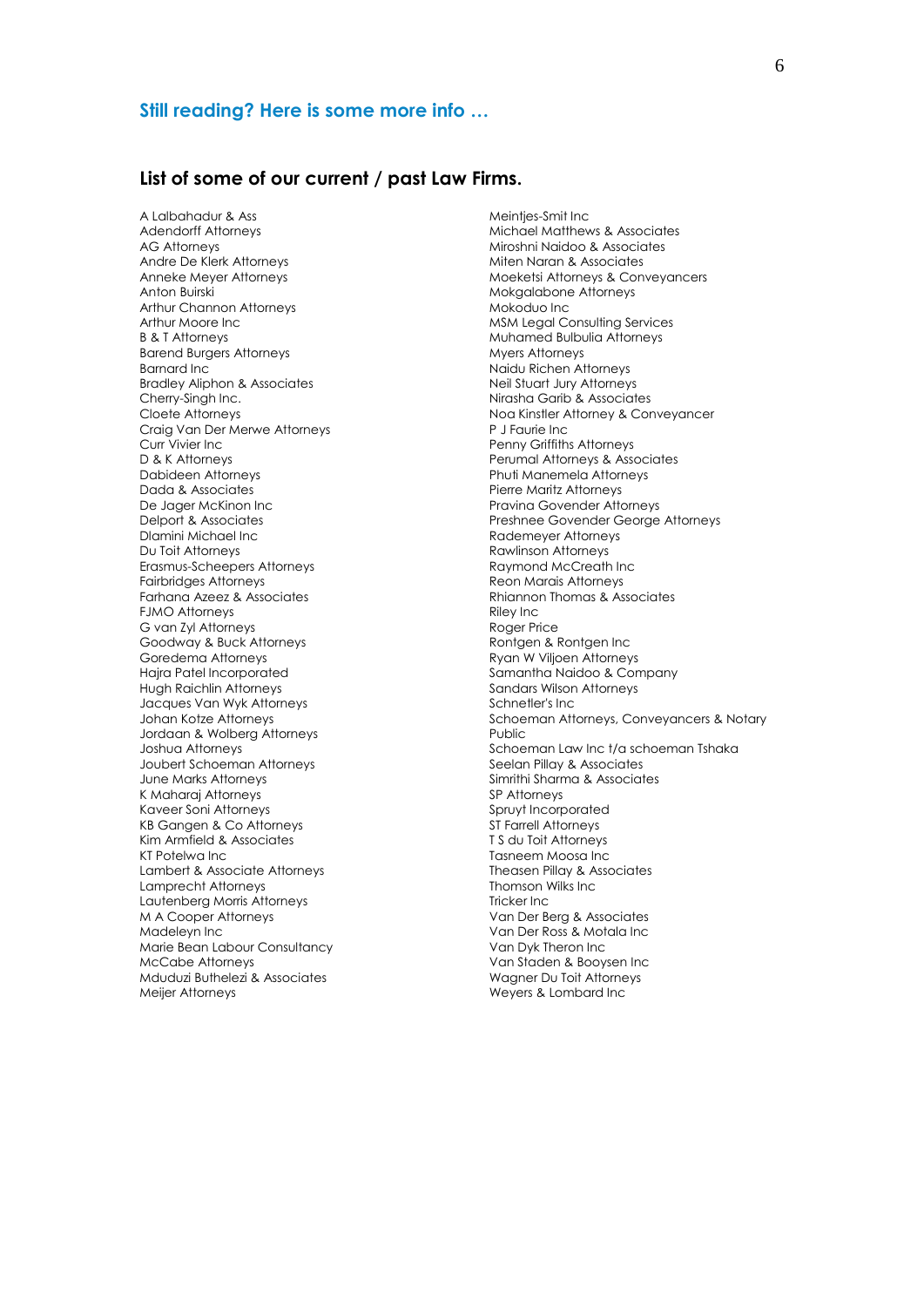## Still reading? Here is some more info …

### List of some of our current / past Law Firms.

A Lalbahadur & Ass
Adendorff Attorneys
AG Attorneys
Andre De Klerk Attorneys
Anneke Meyer Attorneys
Anton Buirski
Arthur Channon Attorneys
Arthur Moore Inc
B & T Attorneys
Barend Burgers Attorneys
Barnard Inc
Bradley Aliphon & Associates
Cherry-Singh Inc.
Cloete Attorneys
Craig Van Der Merwe Attorneys
Curr Vivier Inc
D & K Attorneys
Dabideen Attorneys
Dada & Associates
De Jager McKinon Inc
Delport & Associates
Dlamini Michael Inc
Du Toit Attorneys
Erasmus-Scheepers Attorneys
Fairbridges Attorneys
Farhana Azeez & Associates
FJMO Attorneys
G van Zyl Attorneys
Goodway & Buck Attorneys
Goredema Attorneys
Hajra Patel Incorporated
Hugh Raichlin Attorneys
Jacques Van Wyk Attorneys
Johan Kotze Attorneys
Jordaan & Wolberg Attorneys
Joshua Attorneys
Joubert Schoeman Attorneys
June Marks Attorneys
K Maharaj Attorneys
Kaveer Soni Attorneys
KB Gangen & Co Attorneys
Kim Armfield & Associates
KT Potelwa Inc
Lambert & Associate Attorneys
Lamprecht Attorneys
Lautenberg Morris Attorneys
M A Cooper Attorneys
Madeleyn Inc
Marie Bean Labour Consultancy
McCabe Attorneys
Mduduzi Buthelezi & Associates
Meijer Attorneys
Meintjes-Smit Inc
Michael Matthews & Associates
Miroshni Naidoo & Associates
Miten Naran & Associates
Moeketsi Attorneys & Conveyancers
Mokgalabone Attorneys
Mokoduo Inc
MSM Legal Consulting Services
Muhamed Bulbulia Attorneys
Myers Attorneys
Naidu Richen Attorneys
Neil Stuart Jury Attorneys
Nirasha Garib & Associates
Noa Kinstler Attorney & Conveyancer
P J Faurie Inc
Penny Griffiths Attorneys
Perumal Attorneys & Associates
Phuti Manemela Attorneys
Pierre Maritz Attorneys
Pravina Govender Attorneys
Preshnee Govender George Attorneys
Rademeyer Attorneys
Rawlinson Attorneys
Raymond McCreath Inc
Reon Marais Attorneys
Rhiannon Thomas & Associates
Riley Inc
Roger Price
Rontgen & Rontgen Inc
Ryan W Viljoen Attorneys
Samantha Naidoo & Company
Sandars Wilson Attorneys
Schnetler's Inc
Schoeman Attorneys, Conveyancers & Notary Public
Schoeman Law Inc t/a schoeman Tshaka
Seelan Pillay & Associates
Simrithi Sharma & Associates
SP Attorneys
Spruyt Incorporated
ST Farrell Attorneys
T S du Toit Attorneys
Tasneem Moosa Inc
Theasen Pillay & Associates
Thomson Wilks Inc
Tricker Inc
Van Der Berg & Associates
Van Der Ross & Motala Inc
Van Dyk Theron Inc
Van Staden & Booysen Inc
Wagner Du Toit Attorneys
Weyers & Lombard Inc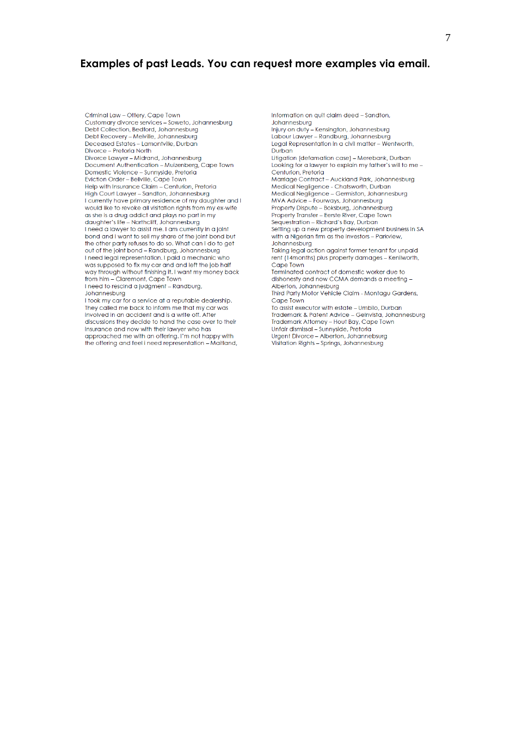## Examples of past Leads. You can request more examples via email.

Criminal Law – Ottery, Cape Town
Customary divorce services – Soweto, Johannesburg
Debt Collection, Bedford, Johannesburg
Debt Recovery – Melville, Johannesburg
Deceased Estates – Lamontville, Durban
Divorce – Pretoria North
Divorce Lawyer – Midrand, Johannesburg
Document Authentication – Muizenberg, Cape Town
Domestic Violence – Sunnyside, Pretoria
Eviction Order – Bellville, Cape Town
Help with Insurance Claim – Centurion, Pretoria
High Court Lawyer – Sandton, Johannesburg
I currently have primary residence of my daughter and I would like to revoke all visitation rights from my ex-wife as she is a drug addict and plays no part in my daughter's life – Northcliff, Johannesburg
I need a lawyer to assist me. I am currently in a joint bond and I want to sell my share of the joint bond but the other party refuses to do so. What can I do to get out of the joint bond – Randburg, Johannesburg
I need legal representation. I paid a mechanic who was supposed to fix my car and and left the job half way through without finishing it. I want my money back from him – Claremont, Cape Town
I need to rescind a judgment – Randburg, Johannesburg
I took my car for a service at a reputable dealership. They called me back to inform me that my car was involved in an accident and is a write off. After discussions they decide to hand the case over to their insurance and now with their lawyer who has approached me with an offering. I'm not happy with the offering and feel i need representation – Maitland,
Information on quit claim deed – Sandton, Johannesburg
Injury on duty – Kensington, Johannesburg
Labour Lawyer – Randburg, Johannesburg
Legal Representation in a civil matter – Wentworth, Durban
Litigation (defamation case) – Merebank, Durban
Looking for a lawyer to explain my father's will to me – Centurion, Pretoria
Marriage Contract – Auckland Park, Johannesburg
Medical Negligence - Chatsworth, Durban
Medical Negligence – Germiston, Johannesburg
MVA Advice – Fourways, Johannesburg
Property Dispute – Boksburg, Johannesburg
Property Transfer – Eerste River, Cape Town
Sequestration – Richard's Bay, Durban
Setting up a new property development business in SA with a Nigerian firm as the investors – Parkview, Johannesburg
Taking legal action against former tenant for unpaid rent (14months) plus property damages – Kenilworth, Cape Town
Terminated contract of domestic worker due to dishonesty and now CCMA demands a meeting – Alberton, Johannesburg
Third Party Motor Vehicle Claim - Montagu Gardens, Cape Town
To assist executor with estate – Umbilo, Durban
Trademark & Patent Advice – Gelnvista, Johannesburg
Trademark Attorney – Hout Bay, Cape Town
Unfair dismissal – Sunnyside, Pretoria
Urgent Divorce – Alberton, Johannesburg
Visitation Rights – Springs, Johannesburg